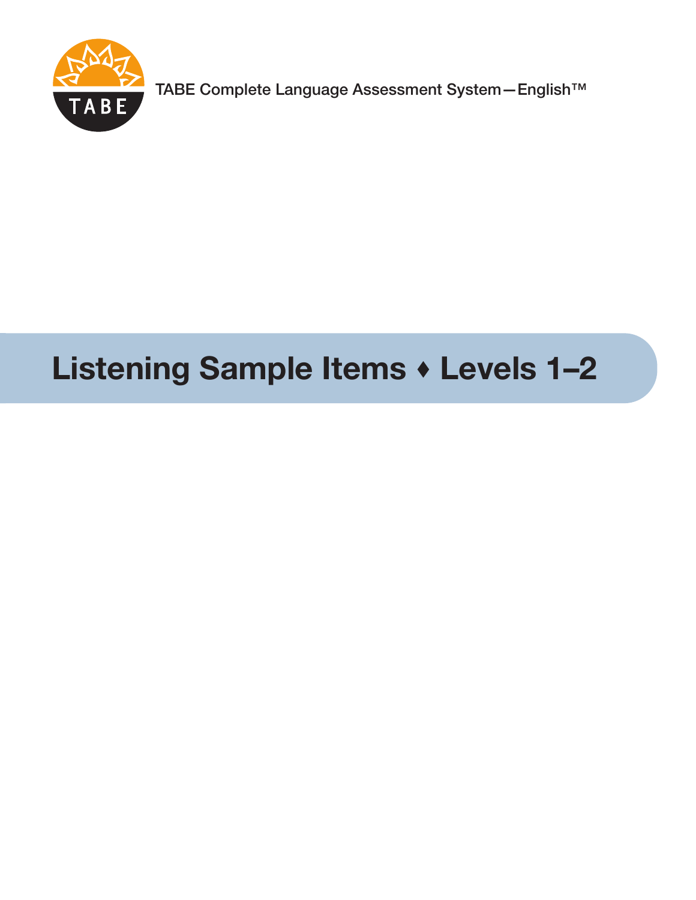TABE

TABE Complete Language Assessment System—English™

# Listening Sample Items ♦ Levels 1–2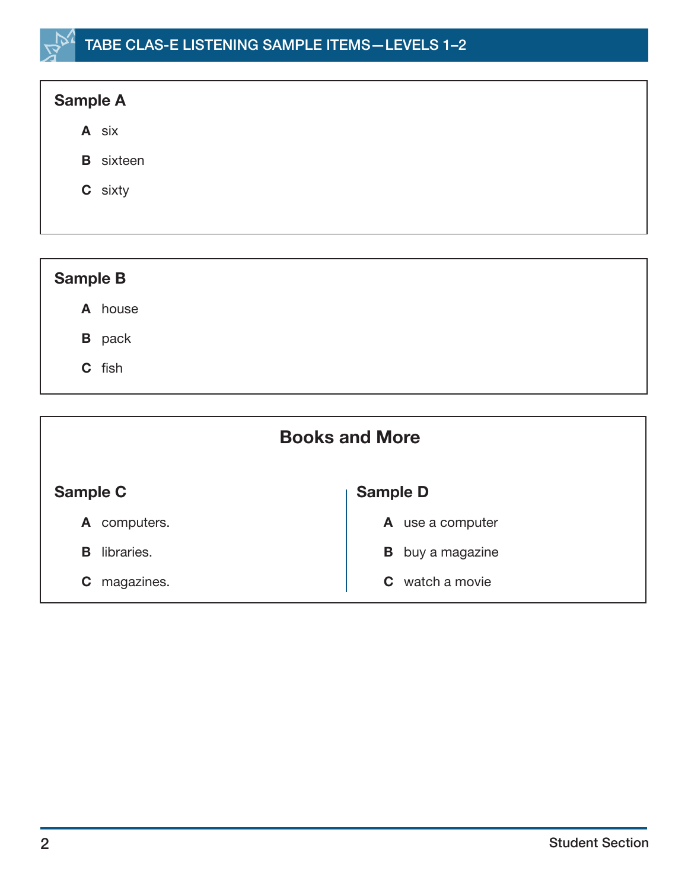## Sample A

- **A** six
- **B** sixteen
- **C** sixty

## Sample B

- **A** house
- **B** pack
- **C** fish

## Books and More

### Sample C

- **A** computers.
- **B** libraries.
- **C** magazines.

### Sample D

- **A** use a computer
- **B** buy a magazine
- **C** watch a movie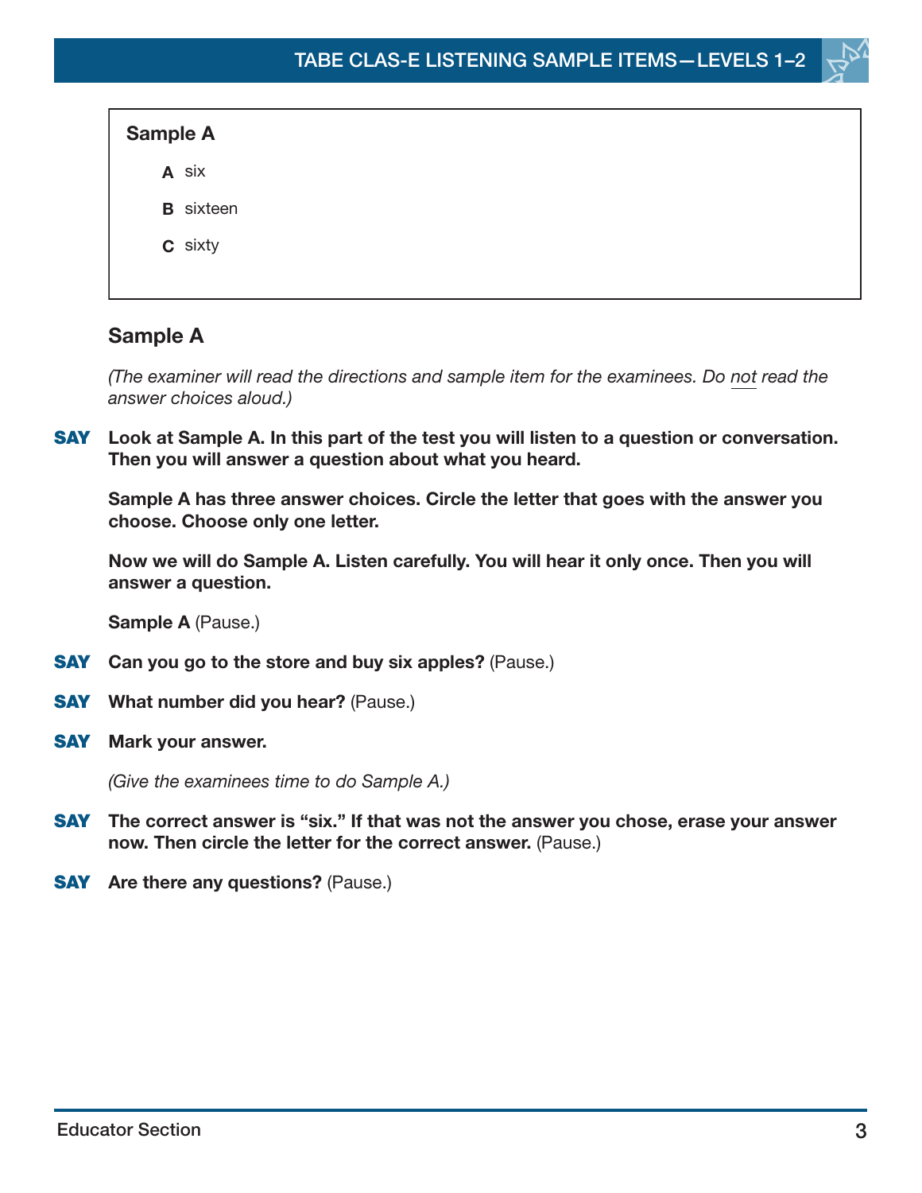**Sample A**

**A** six

**B** sixteen

**C** sixty

## Sample A

*(The examiner will read the directions and sample item for the examinees. Do not read the answer choices aloud.)*

**SAY** **Look at Sample A. In this part of the test you will listen to a question or conversation. Then you will answer a question about what you heard.**

**Sample A has three answer choices. Circle the letter that goes with the answer you choose. Choose only one letter.**

**Now we will do Sample A. Listen carefully. You will hear it only once. Then you will answer a question.**

**Sample A** (Pause.)

**SAY** **Can you go to the store and buy six apples?** (Pause.)

**SAY** **What number did you hear?** (Pause.)

**SAY** **Mark your answer.**

*(Give the examinees time to do Sample A.)*

**SAY** **The correct answer is "six." If that was not the answer you chose, erase your answer now. Then circle the letter for the correct answer.** (Pause.)

**SAY** **Are there any questions?** (Pause.)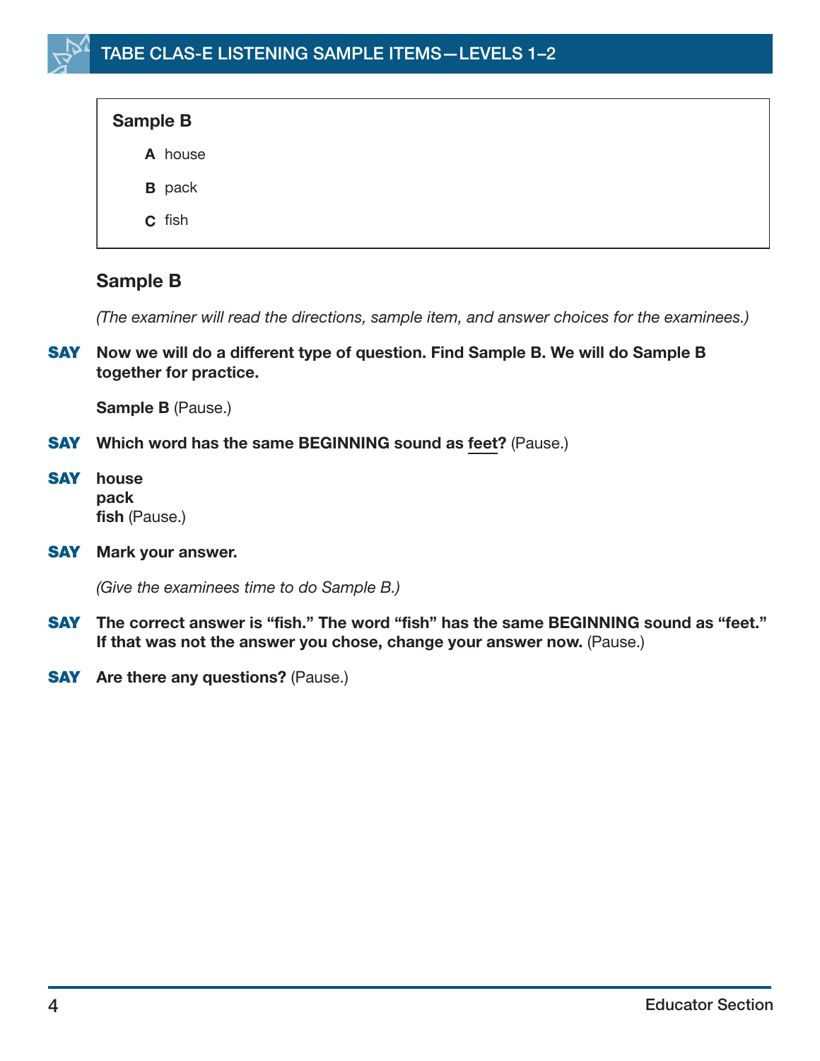**Sample B**

**A** house

**B** pack

**C** fish

## Sample B

*(The examiner will read the directions, sample item, and answer choices for the examinees.)*

**SAY** **Now we will do a different type of question. Find Sample B. We will do Sample B together for practice.**

**Sample B** (Pause.)

**SAY** **Which word has the same BEGINNING sound as feet?** (Pause.)

**SAY** **house**
**pack**
**fish** (Pause.)

**SAY** **Mark your answer.**

*(Give the examinees time to do Sample B.)*

**SAY** **The correct answer is "fish." The word "fish" has the same BEGINNING sound as "feet." If that was not the answer you chose, change your answer now.** (Pause.)

**SAY** **Are there any questions?** (Pause.)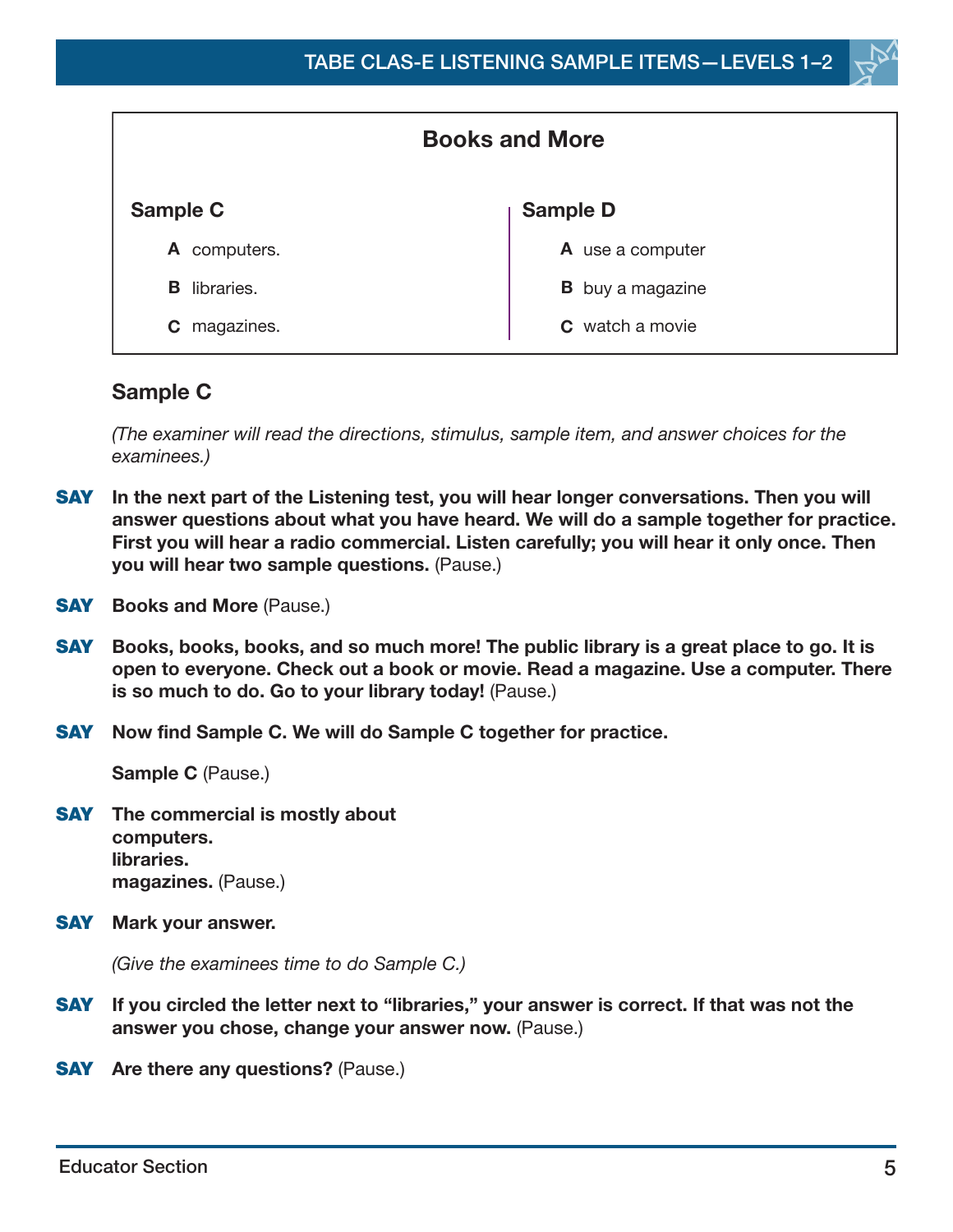## Books and More

| Sample C | Sample D |
|---|---|
| **A** computers. | **A** use a computer |
| **B** libraries. | **B** buy a magazine |
| **C** magazines. | **C** watch a movie |

### Sample C

*(The examiner will read the directions, stimulus, sample item, and answer choices for the examinees.)*

**SAY** **In the next part of the Listening test, you will hear longer conversations. Then you will answer questions about what you have heard. We will do a sample together for practice. First you will hear a radio commercial. Listen carefully; you will hear it only once. Then you will hear two sample questions.** (Pause.)

**SAY** **Books and More** (Pause.)

**SAY** **Books, books, books, and so much more! The public library is a great place to go. It is open to everyone. Check out a book or movie. Read a magazine. Use a computer. There is so much to do. Go to your library today!** (Pause.)

**SAY** **Now find Sample C. We will do Sample C together for practice.**

**Sample C** (Pause.)

**SAY** **The commercial is mostly about**
**computers.**
**libraries.**
**magazines.** (Pause.)

**SAY** **Mark your answer.**

*(Give the examinees time to do Sample C.)*

**SAY** **If you circled the letter next to "libraries," your answer is correct. If that was not the answer you chose, change your answer now.** (Pause.)

**SAY** **Are there any questions?** (Pause.)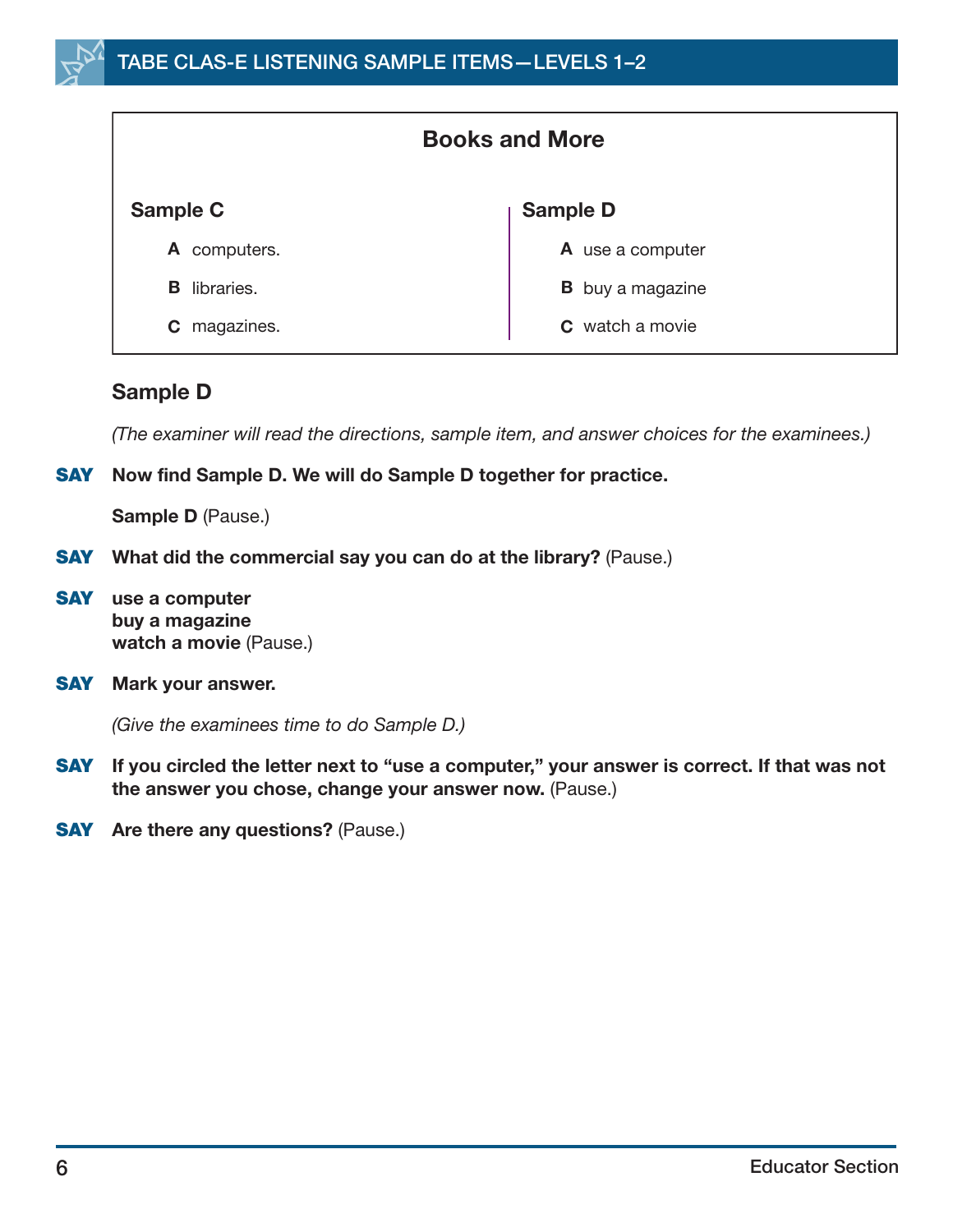## Books and More

**Sample C**

**A** computers.

**B** libraries.

**C** magazines.

**Sample D**

**A** use a computer

**B** buy a magazine

**C** watch a movie

### Sample D

*(The examiner will read the directions, sample item, and answer choices for the examinees.)*

**SAY** **Now find Sample D. We will do Sample D together for practice.**

**Sample D** (Pause.)

**SAY** **What did the commercial say you can do at the library?** (Pause.)

**SAY** **use a computer**
**buy a magazine**
**watch a movie** (Pause.)

**SAY** **Mark your answer.**

*(Give the examinees time to do Sample D.)*

**SAY** **If you circled the letter next to "use a computer," your answer is correct. If that was not the answer you chose, change your answer now.** (Pause.)

**SAY** **Are there any questions?** (Pause.)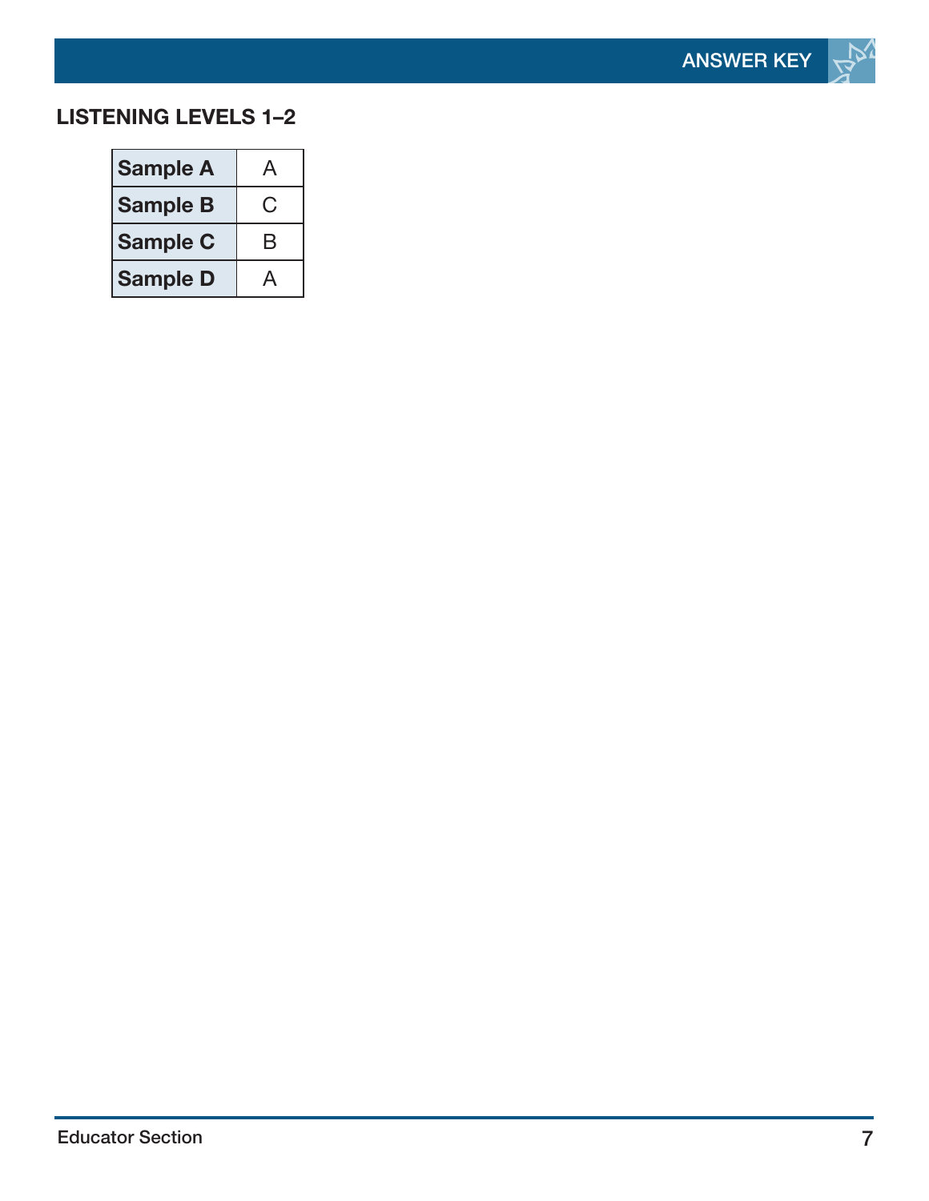## LISTENING LEVELS 1–2

| | |
|---|---|
| **Sample A** | A |
| **Sample B** | C |
| **Sample C** | B |
| **Sample D** | A |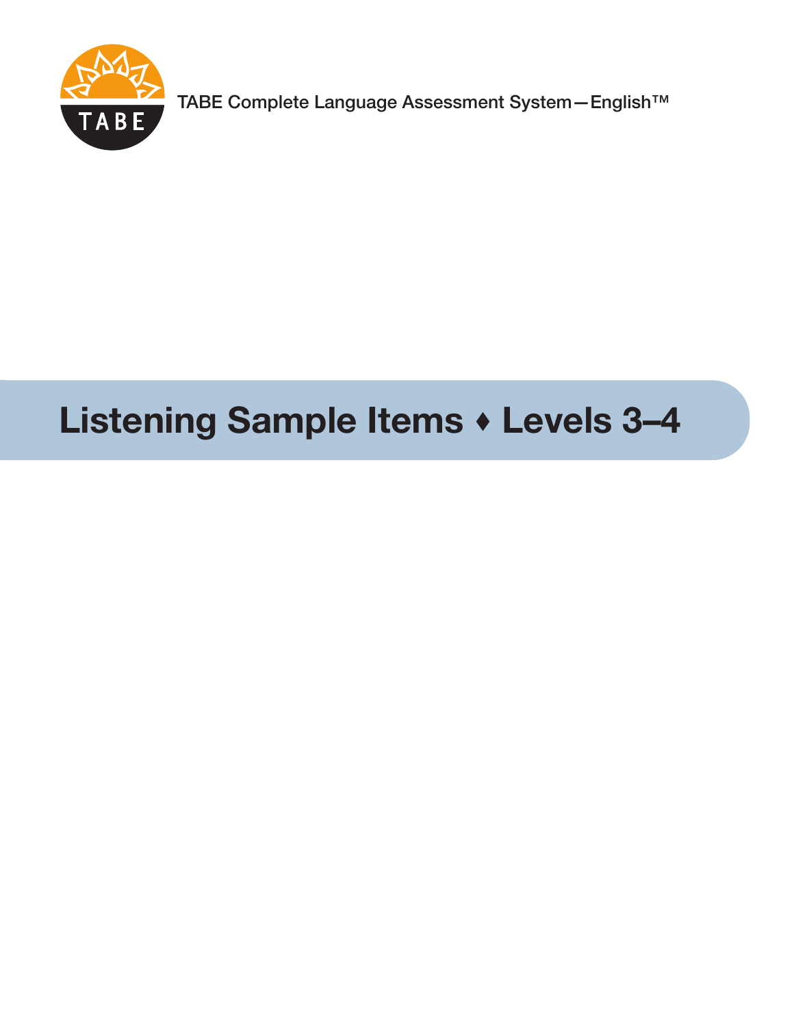TABE Complete Language Assessment System—English™

# Listening Sample Items ♦ Levels 3–4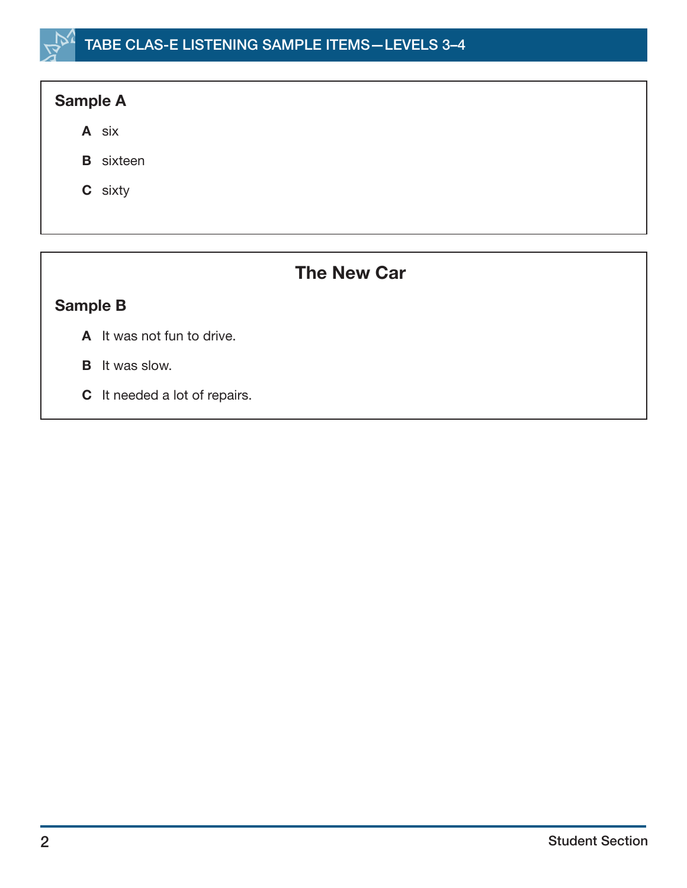## Sample A

- **A** six
- **B** sixteen
- **C** sixty

## The New Car

## Sample B

- **A** It was not fun to drive.
- **B** It was slow.
- **C** It needed a lot of repairs.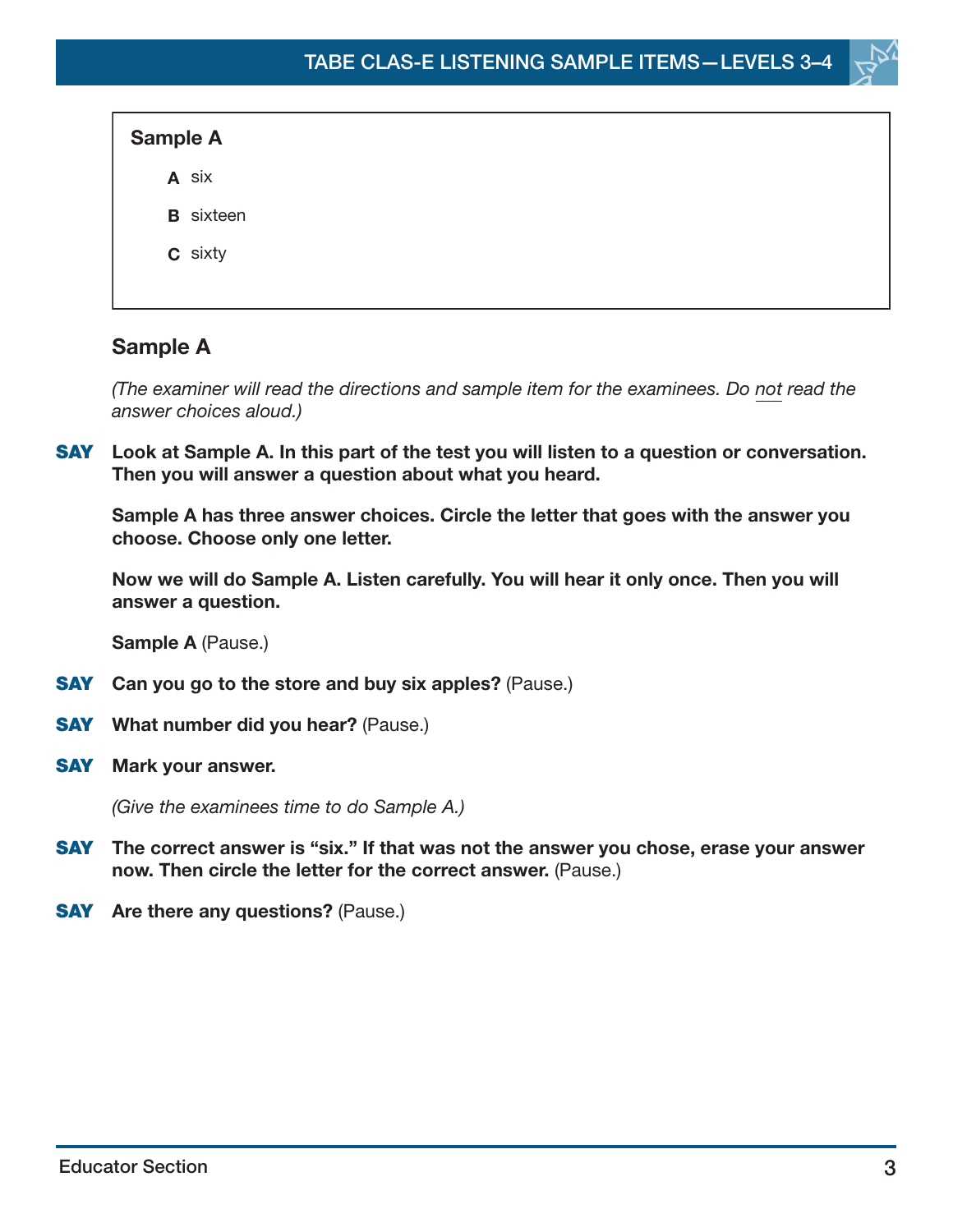**Sample A**

**A** six

**B** sixteen

**C** sixty

## Sample A

*(The examiner will read the directions and sample item for the examinees. Do not read the answer choices aloud.)*

**SAY** **Look at Sample A. In this part of the test you will listen to a question or conversation. Then you will answer a question about what you heard.**

**Sample A has three answer choices. Circle the letter that goes with the answer you choose. Choose only one letter.**

**Now we will do Sample A. Listen carefully. You will hear it only once. Then you will answer a question.**

**Sample A** (Pause.)

**SAY** **Can you go to the store and buy six apples?** (Pause.)

**SAY** **What number did you hear?** (Pause.)

**SAY** **Mark your answer.**

*(Give the examinees time to do Sample A.)*

**SAY** **The correct answer is "six." If that was not the answer you chose, erase your answer now. Then circle the letter for the correct answer.** (Pause.)

**SAY** **Are there any questions?** (Pause.)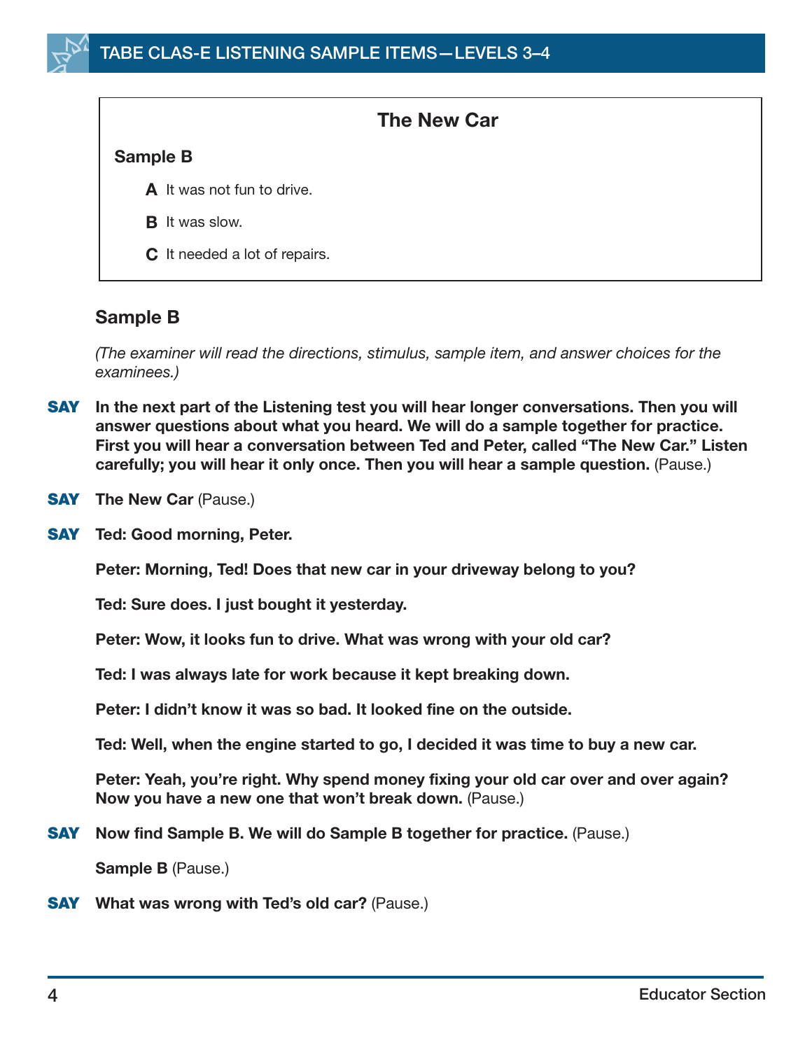## The New Car

**Sample B**

**A** It was not fun to drive.

**B** It was slow.

**C** It needed a lot of repairs.

### Sample B

*(The examiner will read the directions, stimulus, sample item, and answer choices for the examinees.)*

**SAY** **In the next part of the Listening test you will hear longer conversations. Then you will answer questions about what you heard. We will do a sample together for practice. First you will hear a conversation between Ted and Peter, called "The New Car." Listen carefully; you will hear it only once. Then you will hear a sample question.** (Pause.)

**SAY** **The New Car** (Pause.)

**SAY** **Ted: Good morning, Peter.**

**Peter: Morning, Ted! Does that new car in your driveway belong to you?**

**Ted: Sure does. I just bought it yesterday.**

**Peter: Wow, it looks fun to drive. What was wrong with your old car?**

**Ted: I was always late for work because it kept breaking down.**

**Peter: I didn't know it was so bad. It looked fine on the outside.**

**Ted: Well, when the engine started to go, I decided it was time to buy a new car.**

**Peter: Yeah, you're right. Why spend money fixing your old car over and over again? Now you have a new one that won't break down.** (Pause.)

**SAY** **Now find Sample B. We will do Sample B together for practice.** (Pause.)

**Sample B** (Pause.)

**SAY** **What was wrong with Ted's old car?** (Pause.)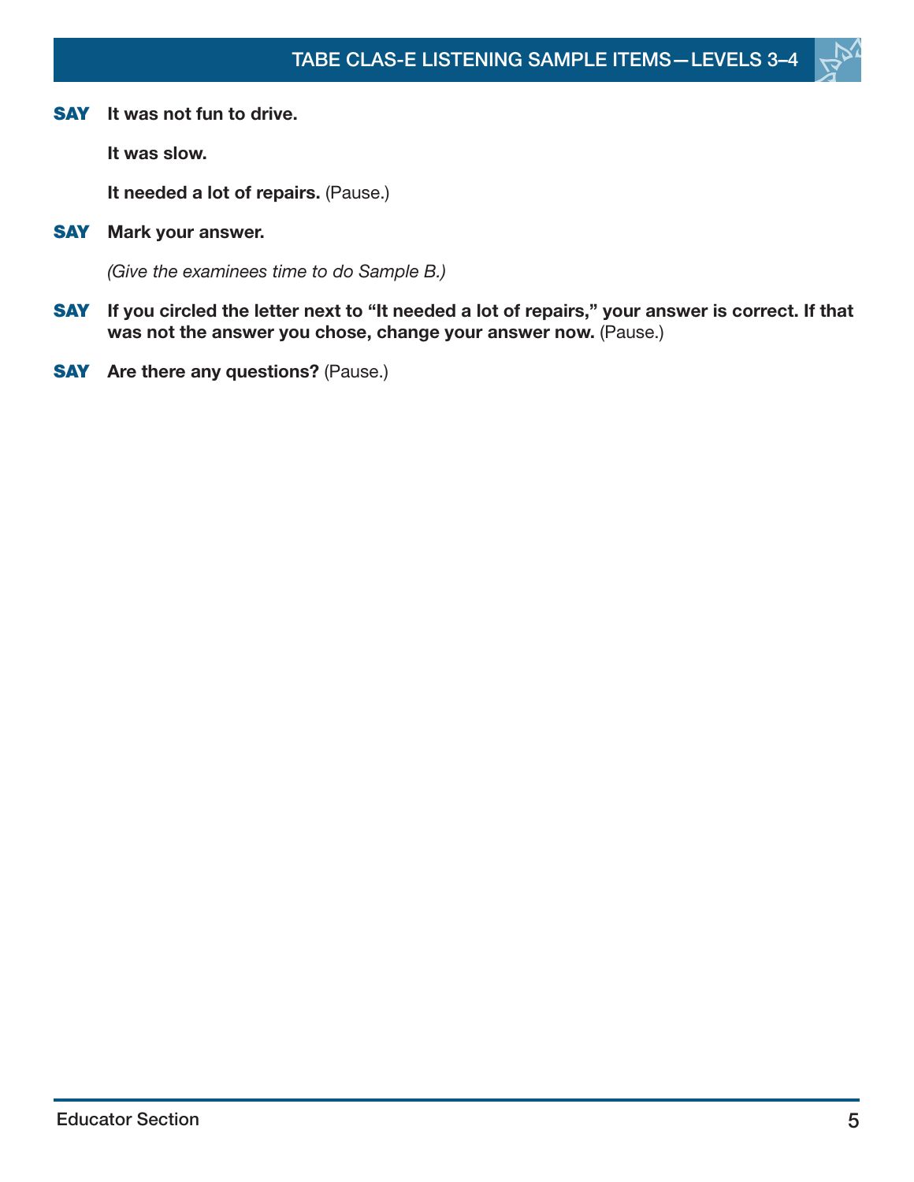**SAY** **It was not fun to drive.**

**It was slow.**

**It needed a lot of repairs.** (Pause.)

**SAY** **Mark your answer.**

*(Give the examinees time to do Sample B.)*

**SAY** **If you circled the letter next to "It needed a lot of repairs," your answer is correct. If that was not the answer you chose, change your answer now.** (Pause.)

**SAY** **Are there any questions?** (Pause.)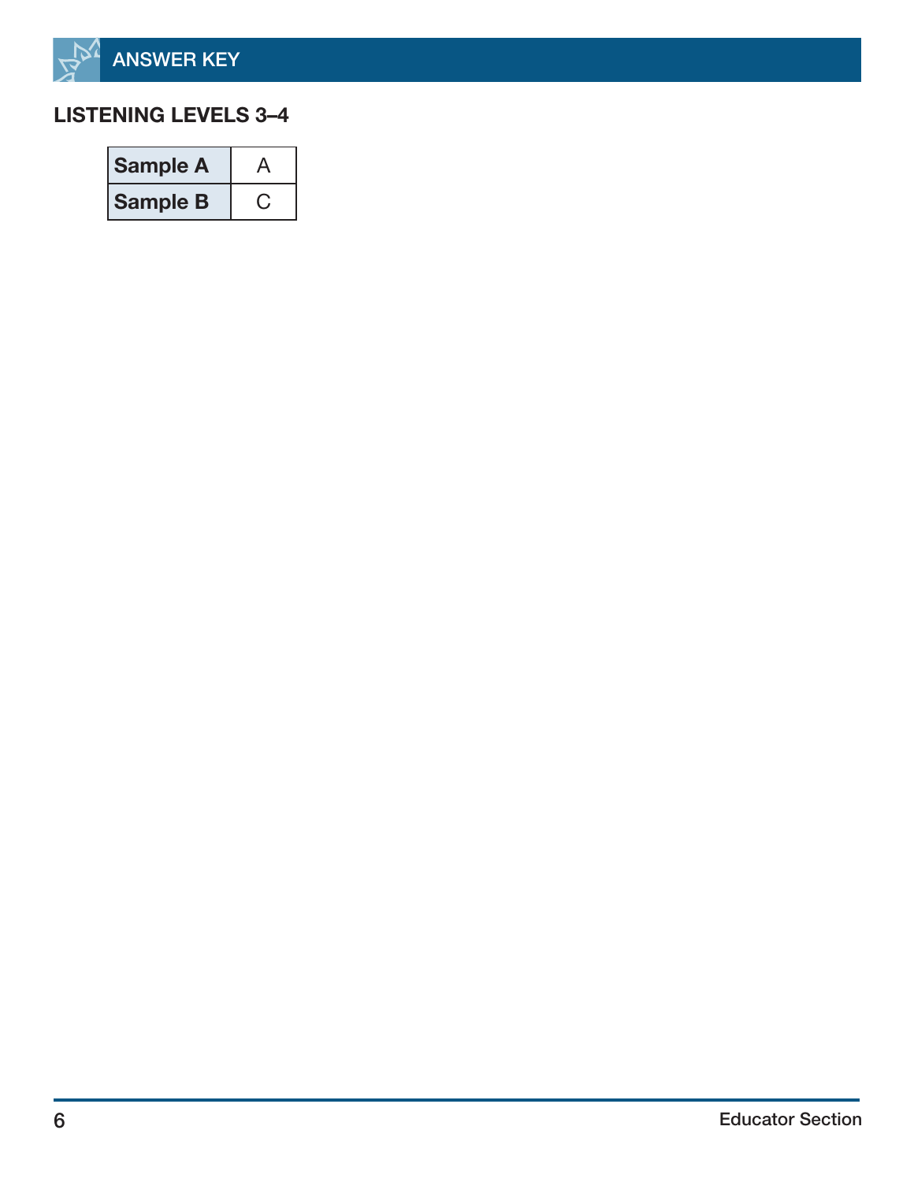# ANSWER KEY

## LISTENING LEVELS 3–4

| | |
|---|---|
| **Sample A** | A |
| **Sample B** | C |